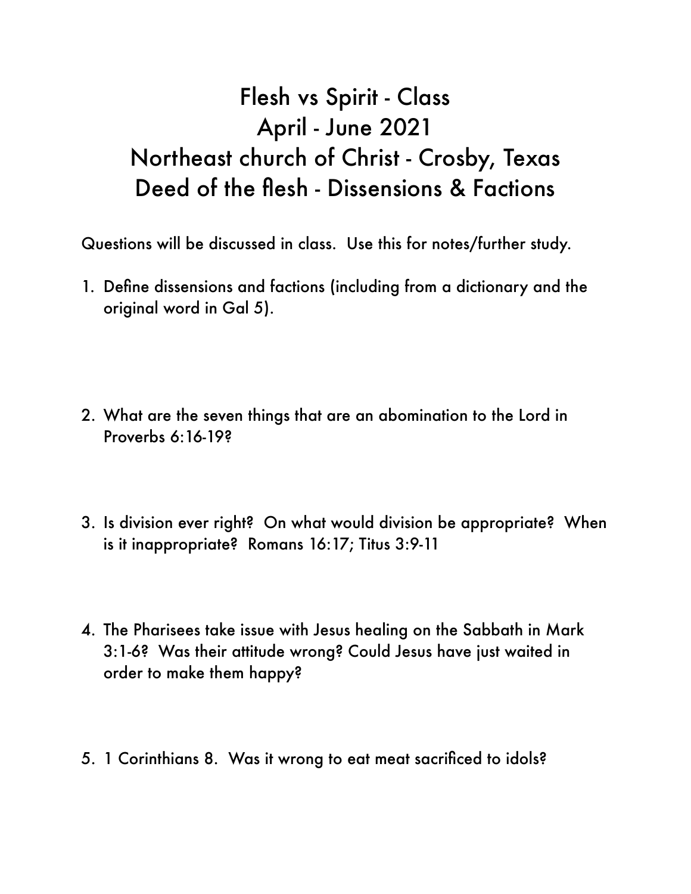# Flesh vs Spirit - Class
# April - June 2021
# Northeast church of Christ - Crosby, Texas
# Deed of the flesh - Dissensions & Factions

Questions will be discussed in class. Use this for notes/further study.

1. Define dissensions and factions (including from a dictionary and the original word in Gal 5).

2. What are the seven things that are an abomination to the Lord in Proverbs 6:16-19?

3. Is division ever right? On what would division be appropriate? When is it inappropriate? Romans 16:17; Titus 3:9-11

4. The Pharisees take issue with Jesus healing on the Sabbath in Mark 3:1-6? Was their attitude wrong? Could Jesus have just waited in order to make them happy?

5. 1 Corinthians 8. Was it wrong to eat meat sacrificed to idols?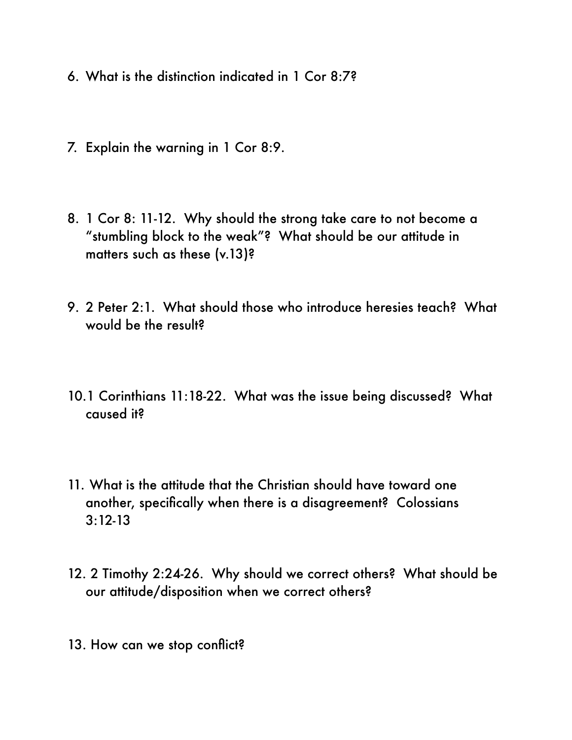6. What is the distinction indicated in 1 Cor 8:7?

7. Explain the warning in 1 Cor 8:9.

8. 1 Cor 8: 11-12. Why should the strong take care to not become a "stumbling block to the weak"? What should be our attitude in matters such as these (v.13)?

9. 2 Peter 2:1. What should those who introduce heresies teach? What would be the result?

10. 1 Corinthians 11:18-22. What was the issue being discussed? What caused it?

11. What is the attitude that the Christian should have toward one another, specifically when there is a disagreement? Colossians 3:12-13

12. 2 Timothy 2:24-26. Why should we correct others? What should be our attitude/disposition when we correct others?

13. How can we stop conflict?